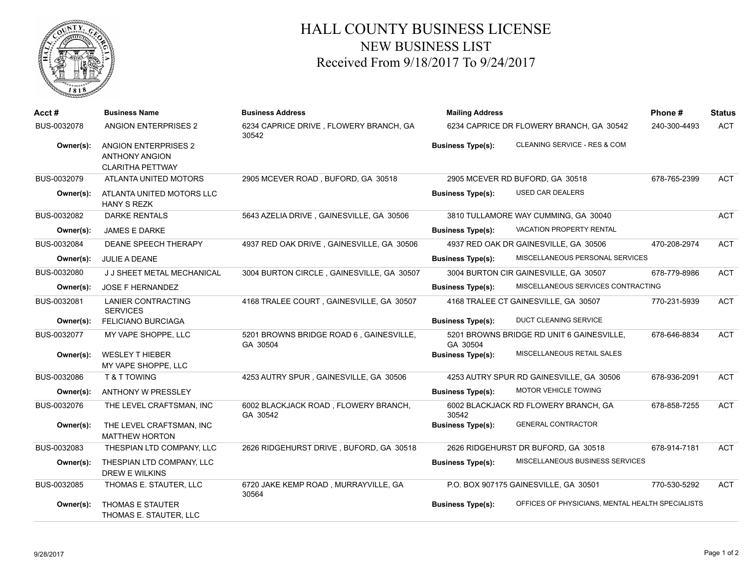# HALL COUNTY BUSINESS LICENSE
## NEW BUSINESS LIST
### Received From 9/18/2017 To 9/24/2017

| Acct # | Business Name | Business Address | Mailing Address | Phone # | Status |
|---|---|---|---|---|---|
| BUS-0032078 | ANGION ENTERPRISES 2 | 6234 CAPRICE DRIVE , FLOWERY BRANCH, GA 30542 | 6234 CAPRICE DR FLOWERY BRANCH, GA 30542 | 240-300-4493 | ACT |
| Owner(s): | ANGION ENTERPRISES 2<br>ANTHONY ANGION<br>CLARITHA PETTWAY | | Business Type(s): CLEANING SERVICE - RES & COM | | |
| BUS-0032079 | ATLANTA UNITED MOTORS | 2905 MCEVER ROAD , BUFORD, GA 30518 | 2905 MCEVER RD BUFORD, GA 30518 | 678-765-2399 | ACT |
| Owner(s): | ATLANTA UNITED MOTORS LLC<br>HANY S REZK | | Business Type(s): USED CAR DEALERS | | |
| BUS-0032082 | DARKE RENTALS | 5643 AZELIA DRIVE , GAINESVILLE, GA 30506 | 3810 TULLAMORE WAY CUMMING, GA 30040 | | ACT |
| Owner(s): | JAMES E DARKE | | Business Type(s): VACATION PROPERTY RENTAL | | |
| BUS-0032084 | DEANE SPEECH THERAPY | 4937 RED OAK DRIVE , GAINESVILLE, GA 30506 | 4937 RED OAK DR GAINESVILLE, GA 30506 | 470-208-2974 | ACT |
| Owner(s): | JULIE A DEANE | | Business Type(s): MISCELLANEOUS PERSONAL SERVICES | | |
| BUS-0032080 | J J SHEET METAL MECHANICAL | 3004 BURTON CIRCLE , GAINESVILLE, GA 30507 | 3004 BURTON CIR GAINESVILLE, GA 30507 | 678-779-8986 | ACT |
| Owner(s): | JOSE F HERNANDEZ | | Business Type(s): MISCELLANEOUS SERVICES CONTRACTING | | |
| BUS-0032081 | LANIER CONTRACTING SERVICES | 4168 TRALEE COURT , GAINESVILLE, GA 30507 | 4168 TRALEE CT GAINESVILLE, GA 30507 | 770-231-5939 | ACT |
| Owner(s): | FELICIANO BURCIAGA | | Business Type(s): DUCT CLEANING SERVICE | | |
| BUS-0032077 | MY VAPE SHOPPE, LLC | 5201 BROWNS BRIDGE ROAD 6 , GAINESVILLE, GA 30504 | 5201 BROWNS BRIDGE RD UNIT 6 GAINESVILLE, GA 30504 | 678-646-8834 | ACT |
| Owner(s): | WESLEY T HIEBER<br>MY VAPE SHOPPE, LLC | | Business Type(s): MISCELLANEOUS RETAIL SALES | | |
| BUS-0032086 | T & T TOWING | 4253 AUTRY SPUR , GAINESVILLE, GA 30506 | 4253 AUTRY SPUR RD GAINESVILLE, GA 30506 | 678-936-2091 | ACT |
| Owner(s): | ANTHONY W PRESSLEY | | Business Type(s): MOTOR VEHICLE TOWING | | |
| BUS-0032076 | THE LEVEL CRAFTSMAN, INC | 6002 BLACKJACK ROAD , FLOWERY BRANCH, GA 30542 | 6002 BLACKJACK RD FLOWERY BRANCH, GA 30542 | 678-858-7255 | ACT |
| Owner(s): | THE LEVEL CRAFTSMAN, INC<br>MATTHEW HORTON | | Business Type(s): GENERAL CONTRACTOR | | |
| BUS-0032083 | THESPIAN LTD COMPANY, LLC | 2626 RIDGEHURST DRIVE , BUFORD, GA 30518 | 2626 RIDGEHURST DR BUFORD, GA 30518 | 678-914-7181 | ACT |
| Owner(s): | THESPIAN LTD COMPANY, LLC<br>DREW E WILKINS | | Business Type(s): MISCELLANEOUS BUSINESS SERVICES | | |
| BUS-0032085 | THOMAS E. STAUTER, LLC | 6720 JAKE KEMP ROAD , MURRAYVILLE, GA 30564 | P.O. BOX 907175 GAINESVILLE, GA 30501 | 770-530-5292 | ACT |
| Owner(s): | THOMAS E STAUTER<br>THOMAS E. STAUTER, LLC | | Business Type(s): OFFICES OF PHYSICIANS, MENTAL HEALTH SPECIALISTS | | |

9/28/2017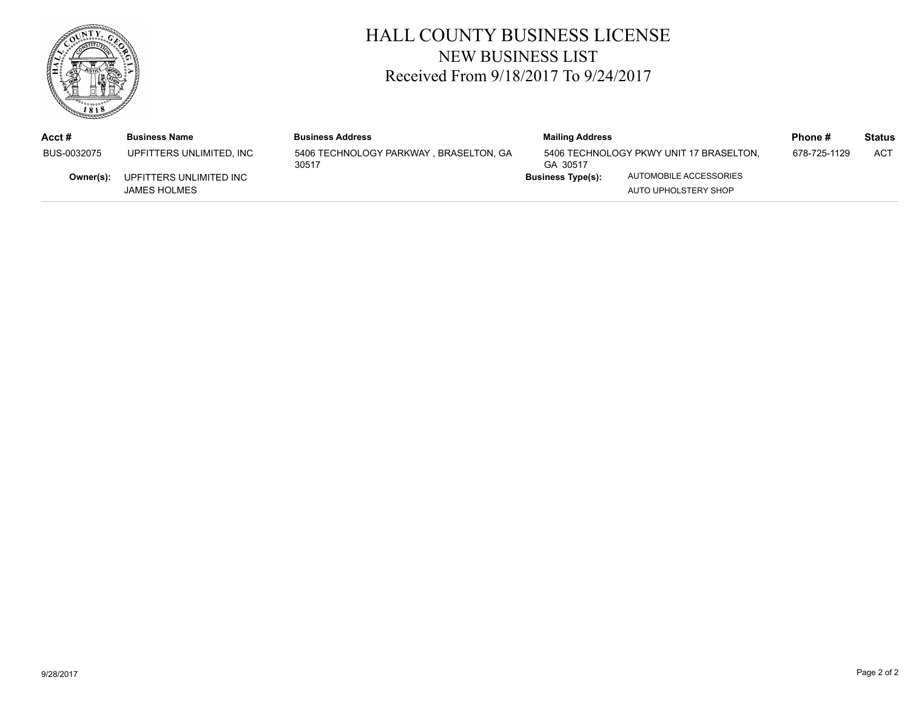# HALL COUNTY BUSINESS LICENSE

## NEW BUSINESS LIST

## Received From 9/18/2017 To 9/24/2017

| Acct # | Business Name | Business Address | Mailing Address | Phone # | Status |
|---|---|---|---|---|---|
| BUS-0032075 | UPFITTERS UNLIMITED, INC | 5406 TECHNOLOGY PARKWAY , BRASELTON, GA 30517 | 5406 TECHNOLOGY PKWY UNIT 17 BRASELTON, GA 30517 | 678-725-1129 | ACT |
| **Owner(s):** | UPFITTERS UNLIMITED INC<br>JAMES HOLMES | | **Business Type(s):** AUTOMOBILE ACCESSORIES<br>AUTO UPHOLSTERY SHOP | | |

9/28/2017